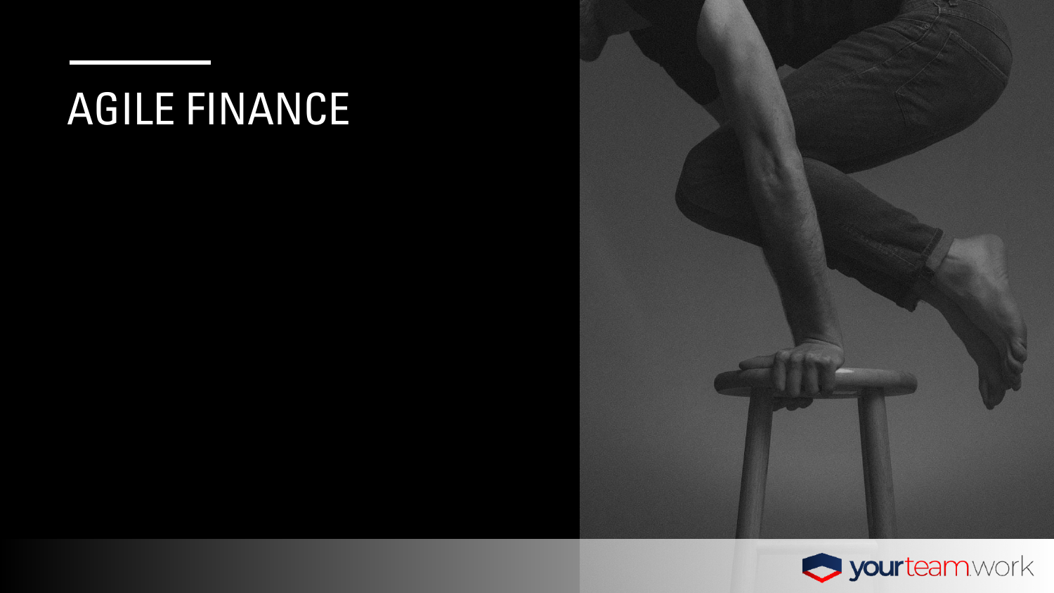# AGILE FINANCE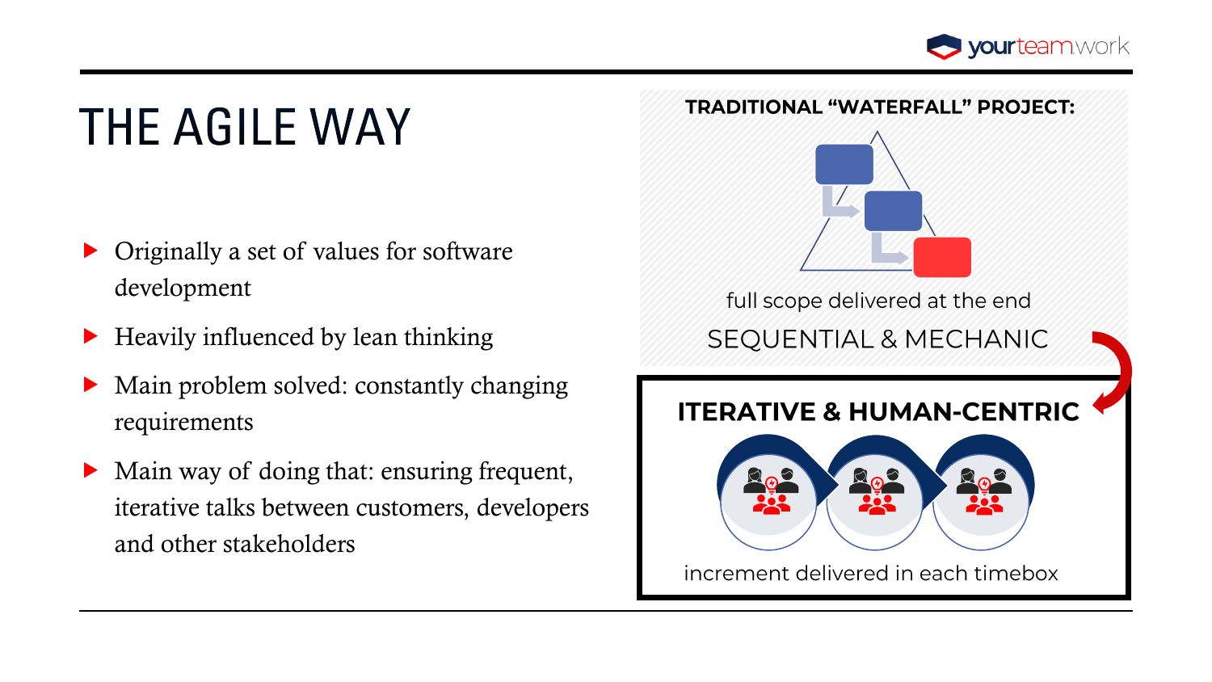# THE AGILE WAY

- Originally a set of values for software development
- Heavily influenced by lean thinking
- Main problem solved: constantly changing requirements
- Main way of doing that: ensuring frequent, iterative talks between customers, developers and other stakeholders

**TRADITIONAL "WATERFALL" PROJECT:**

full scope delivered at the end

SEQUENTIAL & MECHANIC

**ITERATIVE & HUMAN-CENTRIC**

increment delivered in each timebox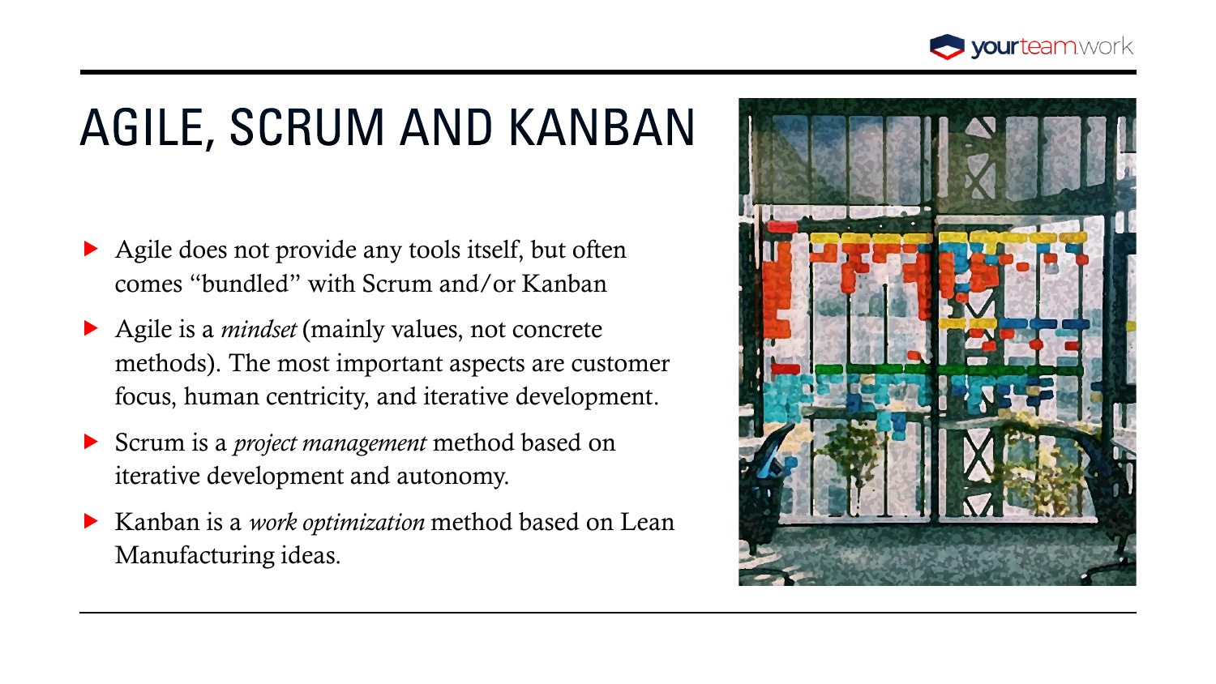# AGILE, SCRUM AND KANBAN

- Agile does not provide any tools itself, but often comes "bundled" with Scrum and/or Kanban
- Agile is a *mindset* (mainly values, not concrete methods). The most important aspects are customer focus, human centricity, and iterative development.
- Scrum is a *project management* method based on iterative development and autonomy.
- Kanban is a *work optimization* method based on Lean Manufacturing ideas.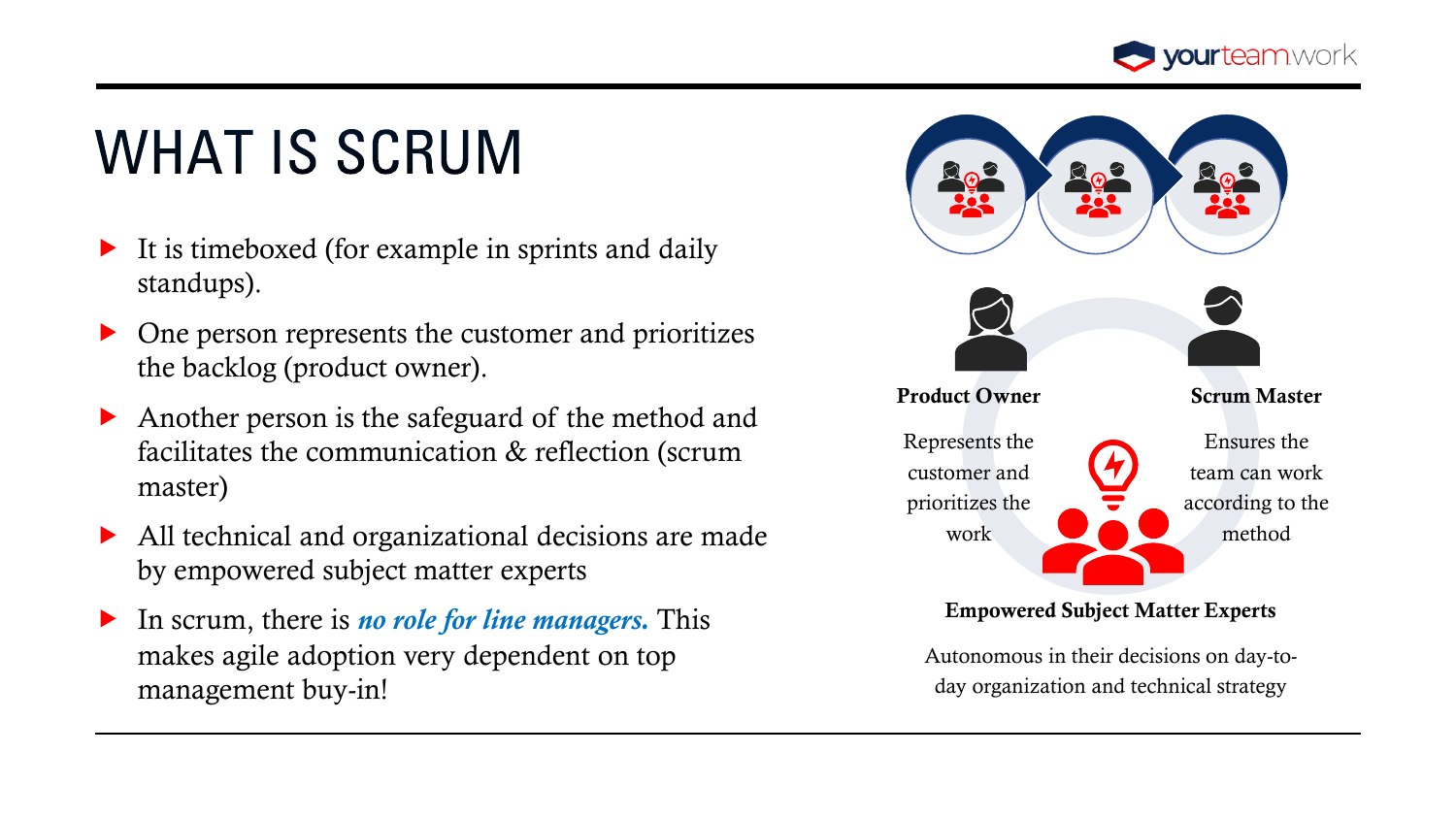# WHAT IS SCRUM

- It is timeboxed (for example in sprints and daily standups).
- One person represents the customer and prioritizes the backlog (product owner).
- Another person is the safeguard of the method and facilitates the communication & reflection (scrum master)
- All technical and organizational decisions are made by empowered subject matter experts
- In scrum, there is ***no role for line managers.*** This makes agile adoption very dependent on top management buy-in!

**Product Owner**

Represents the customer and prioritizes the work

**Scrum Master**

Ensures the team can work according to the method

**Empowered Subject Matter Experts**

Autonomous in their decisions on day-to-day organization and technical strategy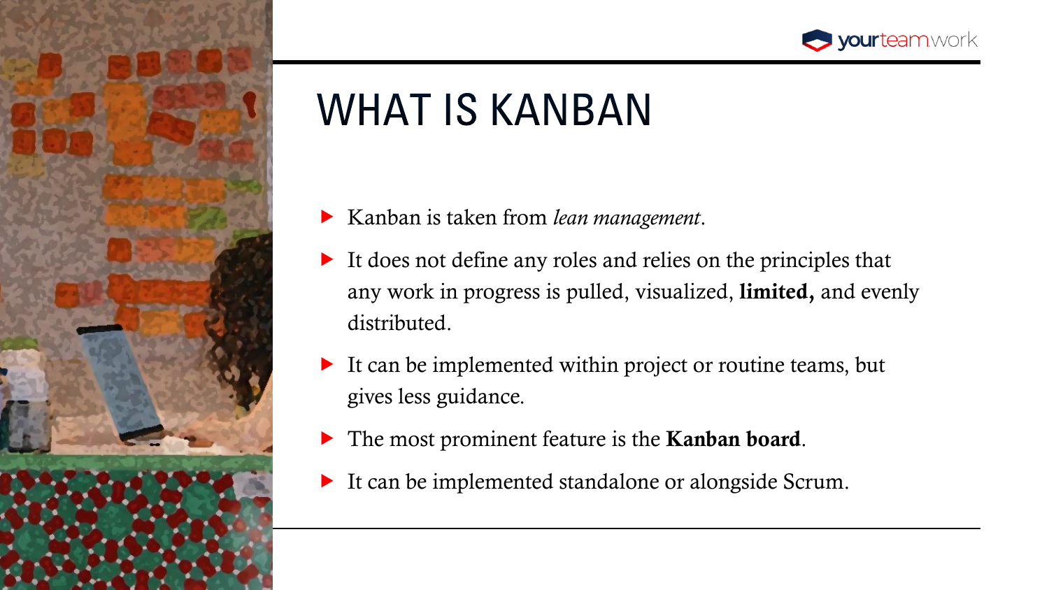# WHAT IS KANBAN

- Kanban is taken from *lean management*.
- It does not define any roles and relies on the principles that any work in progress is pulled, visualized, **limited,** and evenly distributed.
- It can be implemented within project or routine teams, but gives less guidance.
- The most prominent feature is the **Kanban board**.
- It can be implemented standalone or alongside Scrum.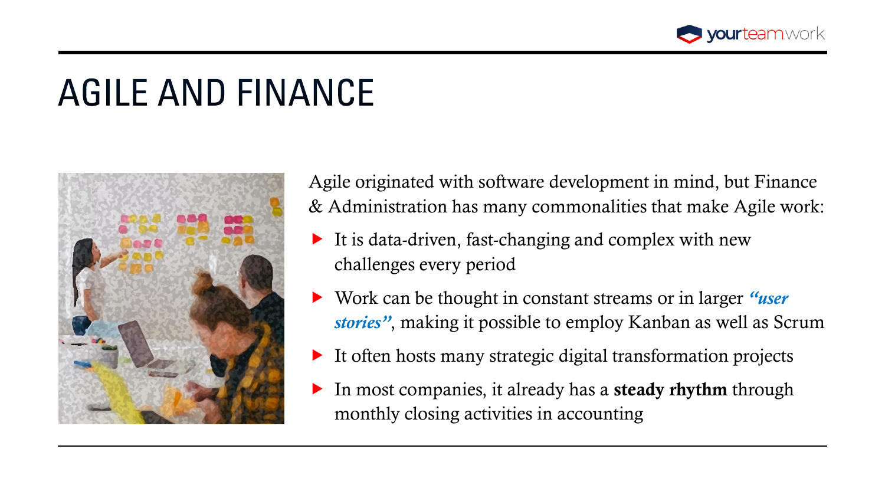# AGILE AND FINANCE

Agile originated with software development in mind, but Finance & Administration has many commonalities that make Agile work:

- It is data-driven, fast-changing and complex with new challenges every period
- Work can be thought in constant streams or in larger ***"user stories"***, making it possible to employ Kanban as well as Scrum
- It often hosts many strategic digital transformation projects
- In most companies, it already has a **steady rhythm** through monthly closing activities in accounting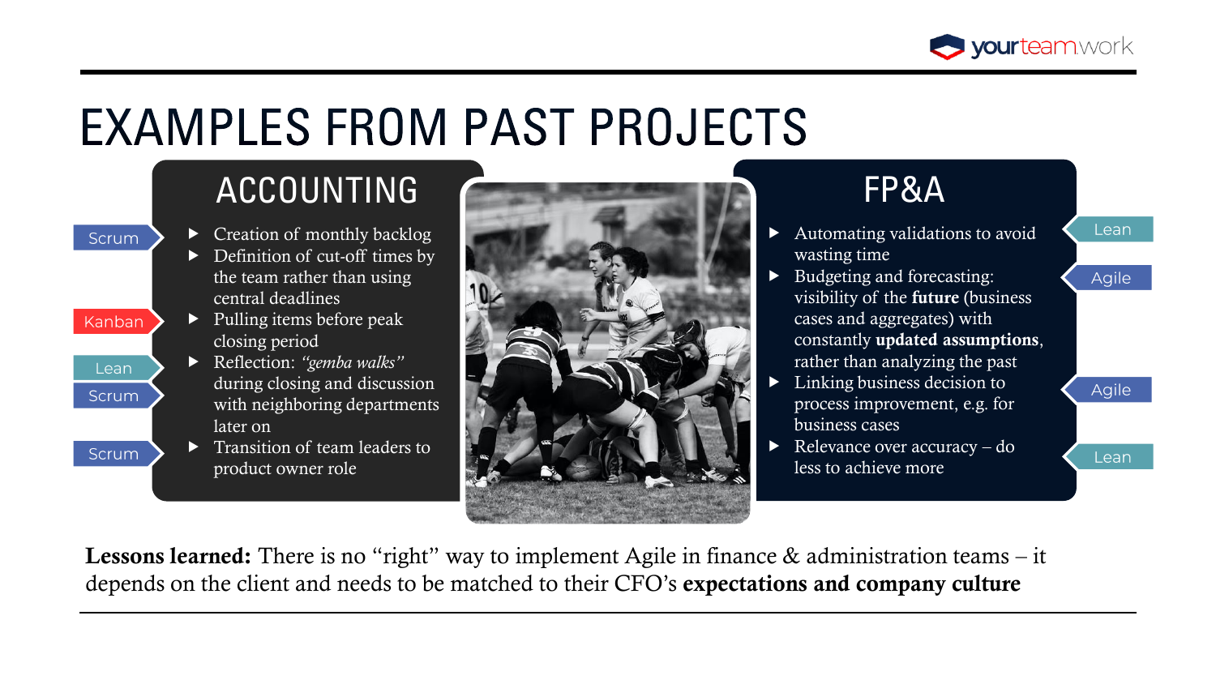# EXAMPLES FROM PAST PROJECTS

## ACCOUNTING

- Creation of monthly backlog (Scrum)
- Definition of cut-off times by the team rather than using central deadlines
- Pulling items before peak closing period (Kanban)
- Reflection: *"gemba walks"* during closing and discussion with neighboring departments later on (Lean, Scrum)
- Transition of team leaders to product owner role (Scrum)

## FP&A

- Automating validations to avoid wasting time (Lean)
- Budgeting and forecasting: visibility of the **future** (business cases and aggregates) with constantly **updated assumptions**, rather than analyzing the past (Agile)
- Linking business decision to process improvement, e.g. for business cases (Agile)
- Relevance over accuracy – do less to achieve more (Lean)

**Lessons learned:** There is no "right" way to implement Agile in finance & administration teams – it depends on the client and needs to be matched to their CFO's **expectations and company culture**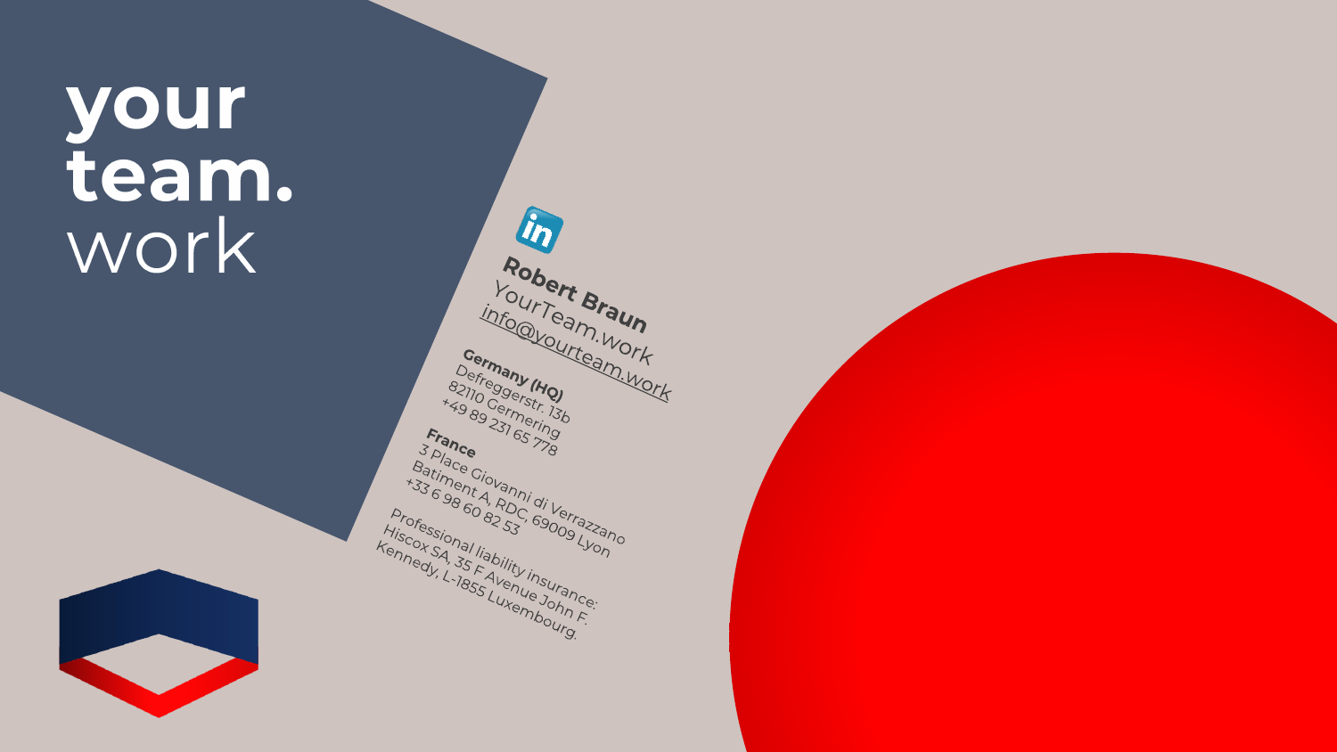**your team.** work

**Robert Braun**
YourTeam.work
info@yourteam.work

**Germany (HQ)**
Defreggerstr. 13b
82110 Germering
+49 89 231 65 778

**France**
3 Place Giovanni di Verrazzano
Batiment A, RDC, 69009 Lyon
+33 6 98 60 82 53

Professional liability insurance:
Hiscox SA, 35 F Avenue John F.
Kennedy, L-1855 Luxembourg.